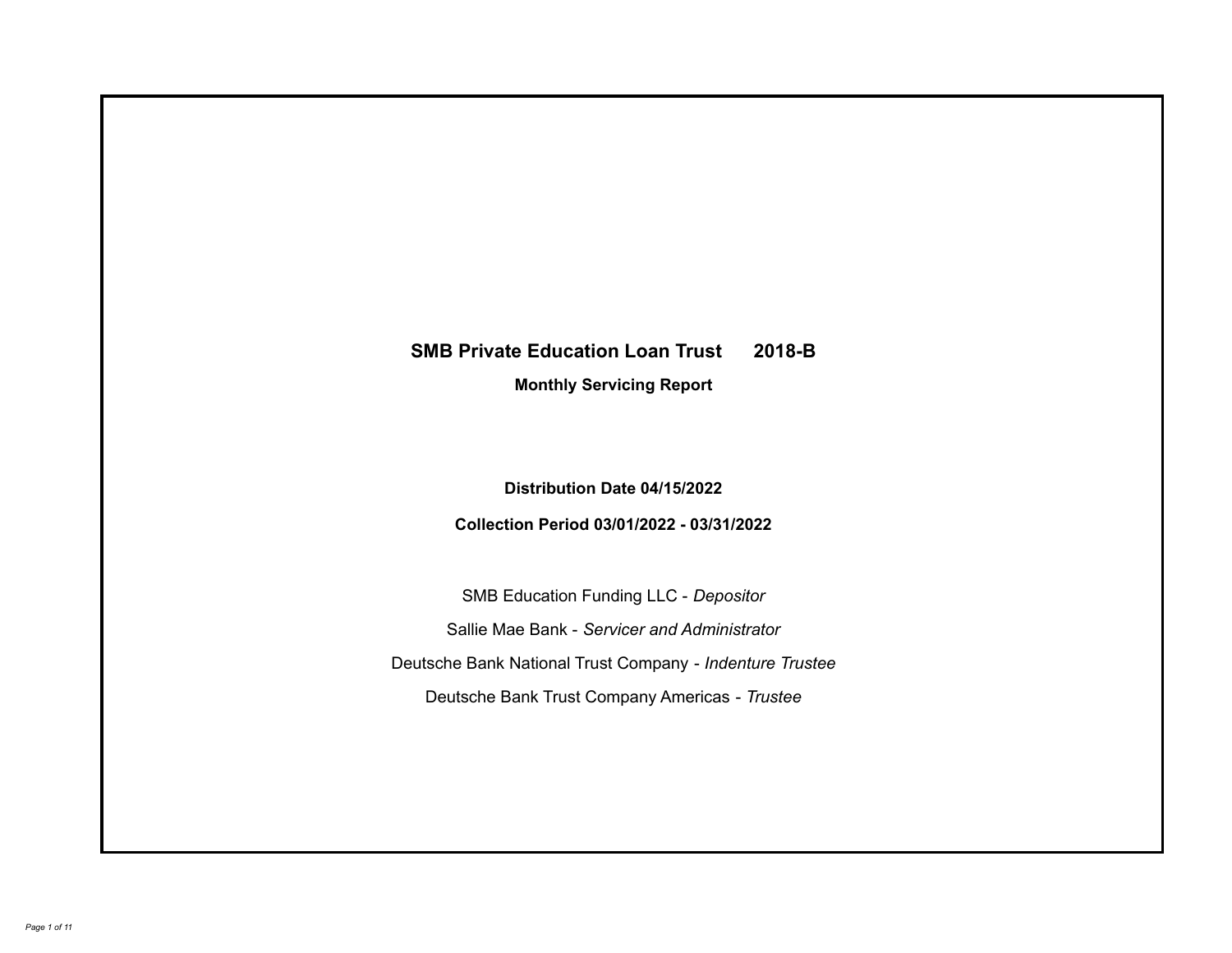# SMB Private Education Loan Trust 2018-B

## Monthly Servicing Report

**Distribution Date 04/15/2022**

**Collection Period 03/01/2022 - 03/31/2022**

SMB Education Funding LLC - *Depositor*

Sallie Mae Bank - *Servicer and Administrator*

Deutsche Bank National Trust Company - *Indenture Trustee*

Deutsche Bank Trust Company Americas - *Trustee*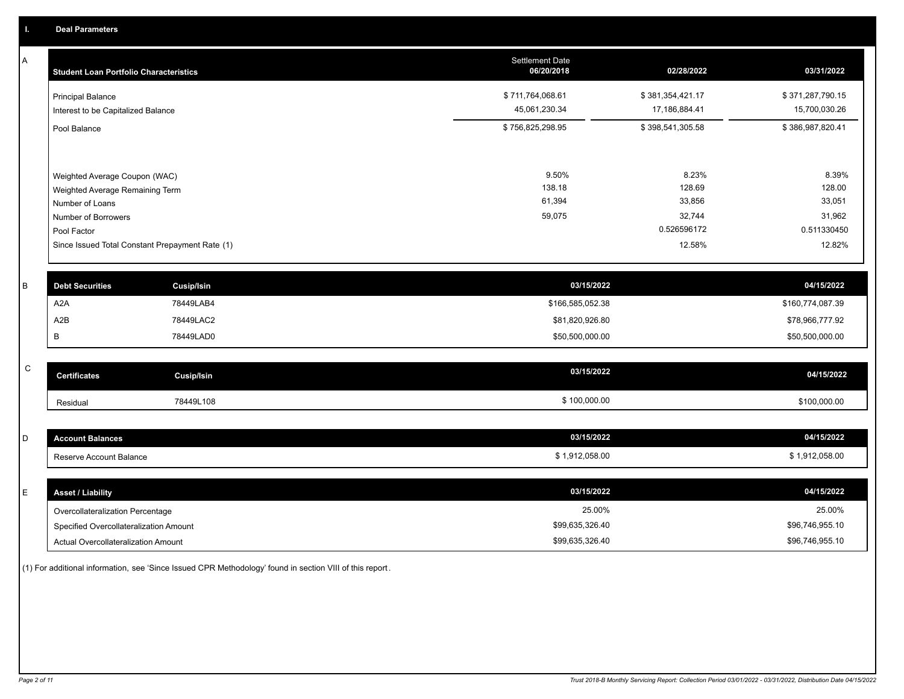## I. Deal Parameters

### A

| Student Loan Portfolio Characteristics | Settlement Date 06/20/2018 | 02/28/2022 | 03/31/2022 |
|---|---|---|---|
| Principal Balance | $ 711,764,068.61 | $ 381,354,421.17 | $ 371,287,790.15 |
| Interest to be Capitalized Balance | 45,061,230.34 | 17,186,884.41 | 15,700,030.26 |
| Pool Balance | $ 756,825,298.95 | $ 398,541,305.58 | $ 386,987,820.41 |
| Weighted Average Coupon (WAC) | 9.50% | 8.23% | 8.39% |
| Weighted Average Remaining Term | 138.18 | 128.69 | 128.00 |
| Number of Loans | 61,394 | 33,856 | 33,051 |
| Number of Borrowers | 59,075 | 32,744 | 31,962 |
| Pool Factor | | 0.526596172 | 0.511330450 |
| Since Issued Total Constant Prepayment Rate (1) | | 12.58% | 12.82% |

### B

| Debt Securities | Cusip/Isin | 03/15/2022 | 04/15/2022 |
|---|---|---|---|
| A2A | 78449LAB4 | $166,585,052.38 | $160,774,087.39 |
| A2B | 78449LAC2 | $81,820,926.80 | $78,966,777.92 |
| B | 78449LAD0 | $50,500,000.00 | $50,500,000.00 |

### C

| Certificates | Cusip/Isin | 03/15/2022 | 04/15/2022 |
|---|---|---|---|
| Residual | 78449L108 | $ 100,000.00 | $100,000.00 |

### D

| Account Balances | 03/15/2022 | 04/15/2022 |
|---|---|---|
| Reserve Account Balance | $ 1,912,058.00 | $ 1,912,058.00 |

### E

| Asset / Liability | 03/15/2022 | 04/15/2022 |
|---|---|---|
| Overcollateralization Percentage | 25.00% | 25.00% |
| Specified Overcollateralization Amount | $99,635,326.40 | $96,746,955.10 |
| Actual Overcollateralization Amount | $99,635,326.40 | $96,746,955.10 |

(1) For additional information, see 'Since Issued CPR Methodology' found in section VIII of this report.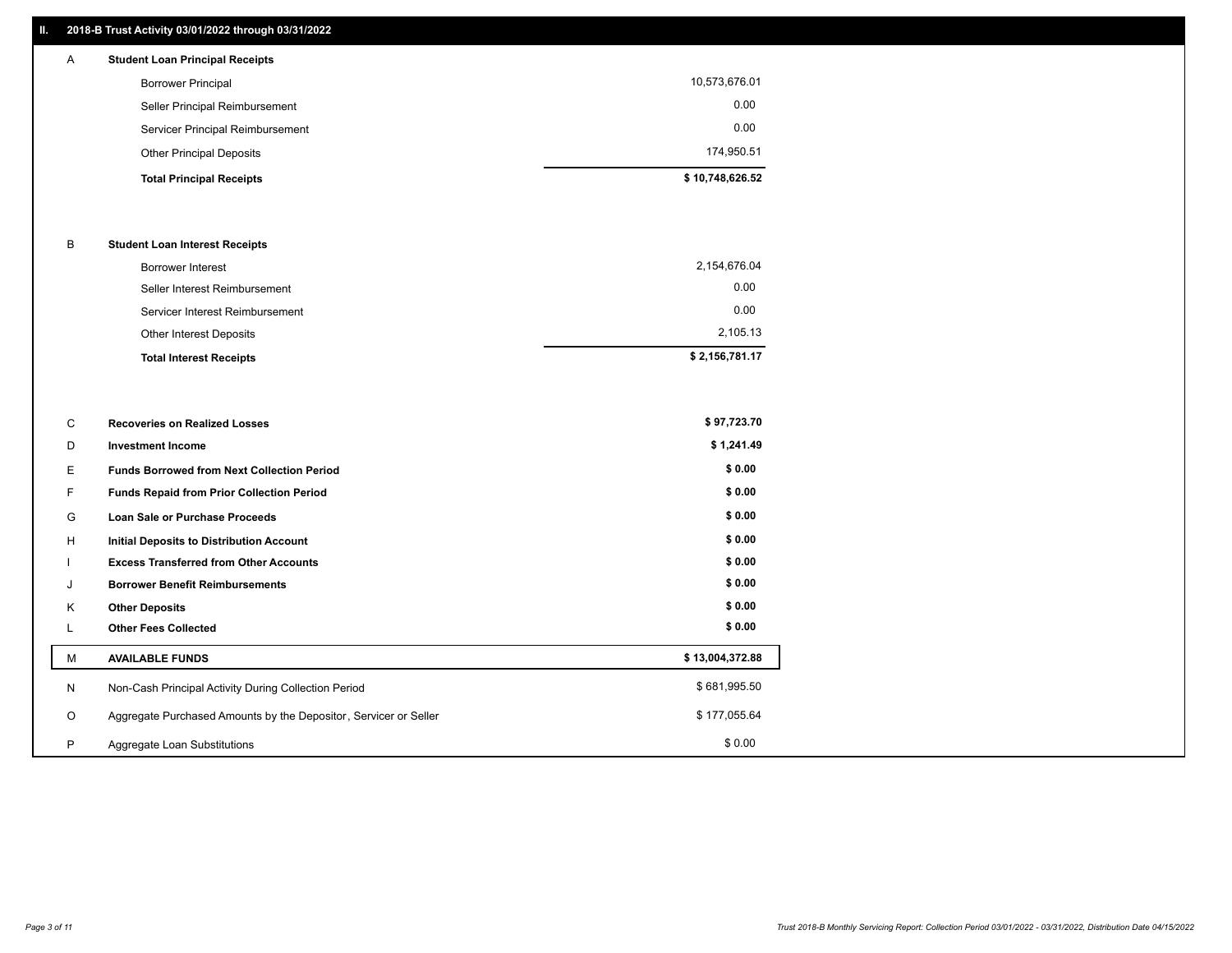## II. 2018-B Trust Activity 03/01/2022 through 03/31/2022

| | | |
|---|---|---|
| A | **Student Loan Principal Receipts** | |
| | Borrower Principal | 10,573,676.01 |
| | Seller Principal Reimbursement | 0.00 |
| | Servicer Principal Reimbursement | 0.00 |
| | Other Principal Deposits | 174,950.51 |
| | **Total Principal Receipts** | **$ 10,748,626.52** |
| B | **Student Loan Interest Receipts** | |
| | Borrower Interest | 2,154,676.04 |
| | Seller Interest Reimbursement | 0.00 |
| | Servicer Interest Reimbursement | 0.00 |
| | Other Interest Deposits | 2,105.13 |
| | **Total Interest Receipts** | **$ 2,156,781.17** |
| C | **Recoveries on Realized Losses** | **$ 97,723.70** |
| D | **Investment Income** | **$ 1,241.49** |
| E | **Funds Borrowed from Next Collection Period** | **$ 0.00** |
| F | **Funds Repaid from Prior Collection Period** | **$ 0.00** |
| G | **Loan Sale or Purchase Proceeds** | **$ 0.00** |
| H | **Initial Deposits to Distribution Account** | **$ 0.00** |
| I | **Excess Transferred from Other Accounts** | **$ 0.00** |
| J | **Borrower Benefit Reimbursements** | **$ 0.00** |
| K | **Other Deposits** | **$ 0.00** |
| L | **Other Fees Collected** | **$ 0.00** |
| M | **AVAILABLE FUNDS** | **$ 13,004,372.88** |
| N | Non-Cash Principal Activity During Collection Period | $ 681,995.50 |
| O | Aggregate Purchased Amounts by the Depositor, Servicer or Seller | $ 177,055.64 |
| P | Aggregate Loan Substitutions | $ 0.00 |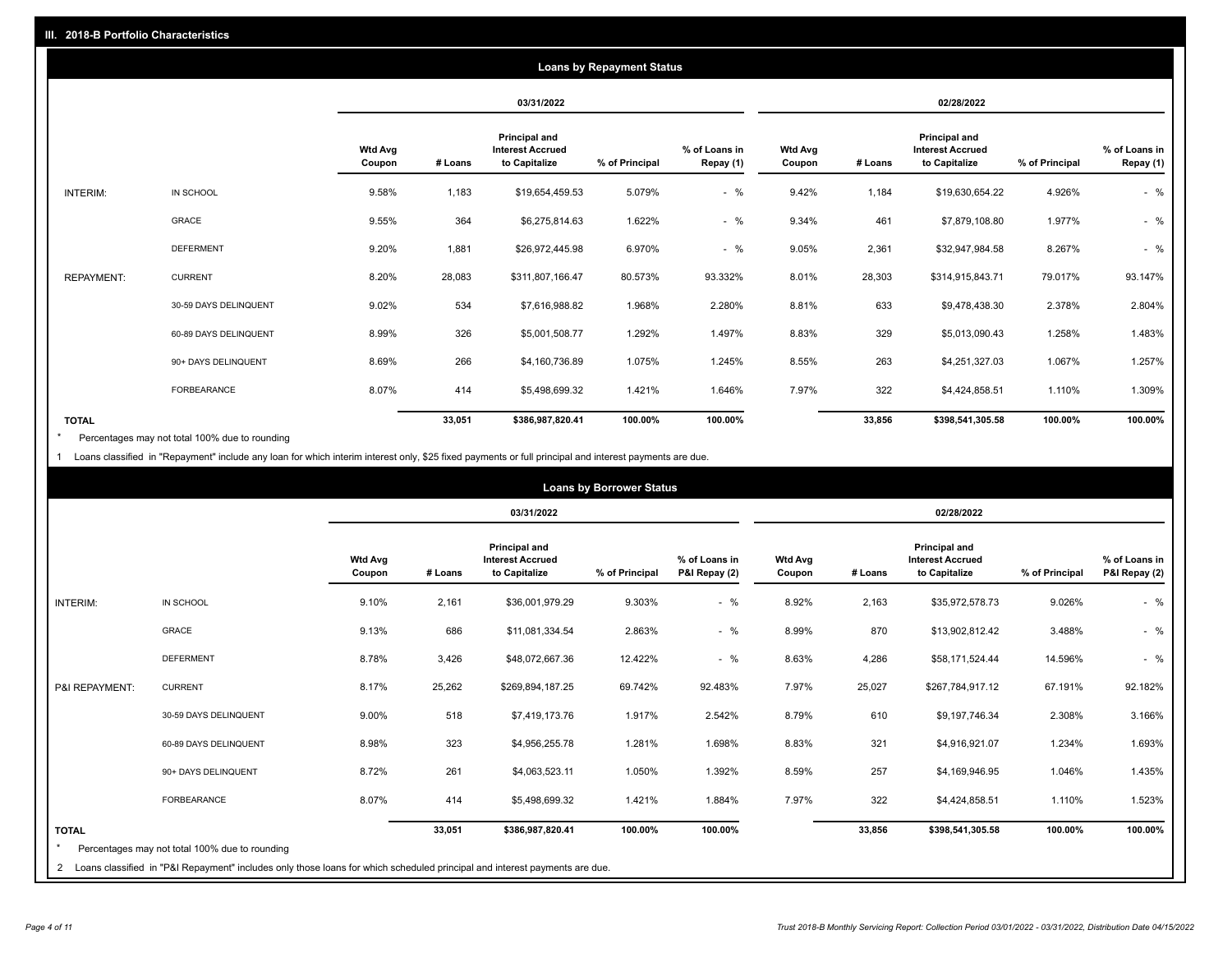## III. 2018-B Portfolio Characteristics

### Loans by Repayment Status

| | | 03/31/2022 | | | | | 02/28/2022 | | | | |
|---|---|---|---|---|---|---|---|---|---|---|---|
| | | Wtd Avg Coupon | # Loans | Principal and Interest Accrued to Capitalize | % of Principal | % of Loans in Repay (1) | Wtd Avg Coupon | # Loans | Principal and Interest Accrued to Capitalize | % of Principal | % of Loans in Repay (1) |
| INTERIM: | IN SCHOOL | 9.58% | 1,183 | $19,654,459.53 | 5.079% | - % | 9.42% | 1,184 | $19,630,654.22 | 4.926% | - % |
| | GRACE | 9.55% | 364 | $6,275,814.63 | 1.622% | - % | 9.34% | 461 | $7,879,108.80 | 1.977% | - % |
| | DEFERMENT | 9.20% | 1,881 | $26,972,445.98 | 6.970% | - % | 9.05% | 2,361 | $32,947,984.58 | 8.267% | - % |
| REPAYMENT: | CURRENT | 8.20% | 28,083 | $311,807,166.47 | 80.573% | 93.332% | 8.01% | 28,303 | $314,915,843.71 | 79.017% | 93.147% |
| | 30-59 DAYS DELINQUENT | 9.02% | 534 | $7,616,988.82 | 1.968% | 2.280% | 8.81% | 633 | $9,478,438.30 | 2.378% | 2.804% |
| | 60-89 DAYS DELINQUENT | 8.99% | 326 | $5,001,508.77 | 1.292% | 1.497% | 8.83% | 329 | $5,013,090.43 | 1.258% | 1.483% |
| | 90+ DAYS DELINQUENT | 8.69% | 266 | $4,160,736.89 | 1.075% | 1.245% | 8.55% | 263 | $4,251,327.03 | 1.067% | 1.257% |
| | FORBEARANCE | 8.07% | 414 | $5,498,699.32 | 1.421% | 1.646% | 7.97% | 322 | $4,424,858.51 | 1.110% | 1.309% |
| **TOTAL** | | | **33,051** | **$386,987,820.41** | **100.00%** | **100.00%** | | **33,856** | **$398,541,305.58** | **100.00%** | **100.00%** |

\* Percentages may not total 100% due to rounding

1 Loans classified in "Repayment" include any loan for which interim interest only, $25 fixed payments or full principal and interest payments are due.

### Loans by Borrower Status

| | | 03/31/2022 | | | | | 02/28/2022 | | | | |
|---|---|---|---|---|---|---|---|---|---|---|---|
| | | Wtd Avg Coupon | # Loans | Principal and Interest Accrued to Capitalize | % of Principal | % of Loans in P&I Repay (2) | Wtd Avg Coupon | # Loans | Principal and Interest Accrued to Capitalize | % of Principal | % of Loans in P&I Repay (2) |
| INTERIM: | IN SCHOOL | 9.10% | 2,161 | $36,001,979.29 | 9.303% | - % | 8.92% | 2,163 | $35,972,578.73 | 9.026% | - % |
| | GRACE | 9.13% | 686 | $11,081,334.54 | 2.863% | - % | 8.99% | 870 | $13,902,812.42 | 3.488% | - % |
| | DEFERMENT | 8.78% | 3,426 | $48,072,667.36 | 12.422% | - % | 8.63% | 4,286 | $58,171,524.44 | 14.596% | - % |
| P&I REPAYMENT: | CURRENT | 8.17% | 25,262 | $269,894,187.25 | 69.742% | 92.483% | 7.97% | 25,027 | $267,784,917.12 | 67.191% | 92.182% |
| | 30-59 DAYS DELINQUENT | 9.00% | 518 | $7,419,173.76 | 1.917% | 2.542% | 8.79% | 610 | $9,197,746.34 | 2.308% | 3.166% |
| | 60-89 DAYS DELINQUENT | 8.98% | 323 | $4,956,255.78 | 1.281% | 1.698% | 8.83% | 321 | $4,916,921.07 | 1.234% | 1.693% |
| | 90+ DAYS DELINQUENT | 8.72% | 261 | $4,063,523.11 | 1.050% | 1.392% | 8.59% | 257 | $4,169,946.95 | 1.046% | 1.435% |
| | FORBEARANCE | 8.07% | 414 | $5,498,699.32 | 1.421% | 1.884% | 7.97% | 322 | $4,424,858.51 | 1.110% | 1.523% |
| **TOTAL** | | | **33,051** | **$386,987,820.41** | **100.00%** | **100.00%** | | **33,856** | **$398,541,305.58** | **100.00%** | **100.00%** |

\* Percentages may not total 100% due to rounding

2 Loans classified in "P&I Repayment" includes only those loans for which scheduled principal and interest payments are due.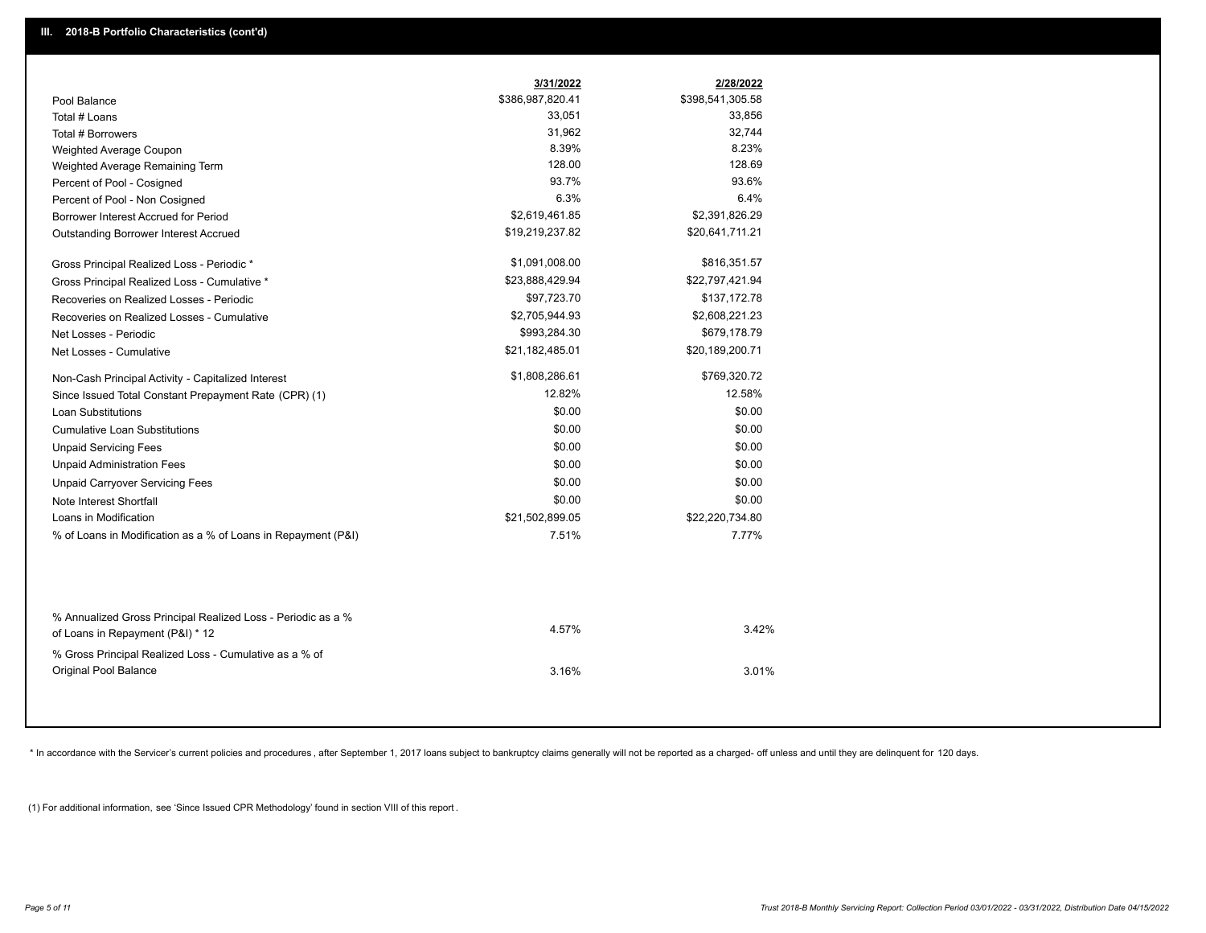## III. 2018-B Portfolio Characteristics (cont'd)

| | 3/31/2022 | 2/28/2022 |
|---|---|---|
| Pool Balance | $386,987,820.41 | $398,541,305.58 |
| Total # Loans | 33,051 | 33,856 |
| Total # Borrowers | 31,962 | 32,744 |
| Weighted Average Coupon | 8.39% | 8.23% |
| Weighted Average Remaining Term | 128.00 | 128.69 |
| Percent of Pool - Cosigned | 93.7% | 93.6% |
| Percent of Pool - Non Cosigned | 6.3% | 6.4% |
| Borrower Interest Accrued for Period | $2,619,461.85 | $2,391,826.29 |
| Outstanding Borrower Interest Accrued | $19,219,237.82 | $20,641,711.21 |
| Gross Principal Realized Loss - Periodic * | $1,091,008.00 | $816,351.57 |
| Gross Principal Realized Loss - Cumulative * | $23,888,429.94 | $22,797,421.94 |
| Recoveries on Realized Losses - Periodic | $97,723.70 | $137,172.78 |
| Recoveries on Realized Losses - Cumulative | $2,705,944.93 | $2,608,221.23 |
| Net Losses - Periodic | $993,284.30 | $679,178.79 |
| Net Losses - Cumulative | $21,182,485.01 | $20,189,200.71 |
| Non-Cash Principal Activity - Capitalized Interest | $1,808,286.61 | $769,320.72 |
| Since Issued Total Constant Prepayment Rate (CPR) (1) | 12.82% | 12.58% |
| Loan Substitutions | $0.00 | $0.00 |
| Cumulative Loan Substitutions | $0.00 | $0.00 |
| Unpaid Servicing Fees | $0.00 | $0.00 |
| Unpaid Administration Fees | $0.00 | $0.00 |
| Unpaid Carryover Servicing Fees | $0.00 | $0.00 |
| Note Interest Shortfall | $0.00 | $0.00 |
| Loans in Modification | $21,502,899.05 | $22,220,734.80 |
| % of Loans in Modification as a % of Loans in Repayment (P&I) | 7.51% | 7.77% |
| % Annualized Gross Principal Realized Loss - Periodic as a % of Loans in Repayment (P&I) * 12 | 4.57% | 3.42% |
| % Gross Principal Realized Loss - Cumulative as a % of Original Pool Balance | 3.16% | 3.01% |

* In accordance with the Servicer's current policies and procedures , after September 1, 2017 loans subject to bankruptcy claims generally will not be reported as a charged- off unless and until they are delinquent for 120 days.

(1) For additional information, see 'Since Issued CPR Methodology' found in section VIII of this report .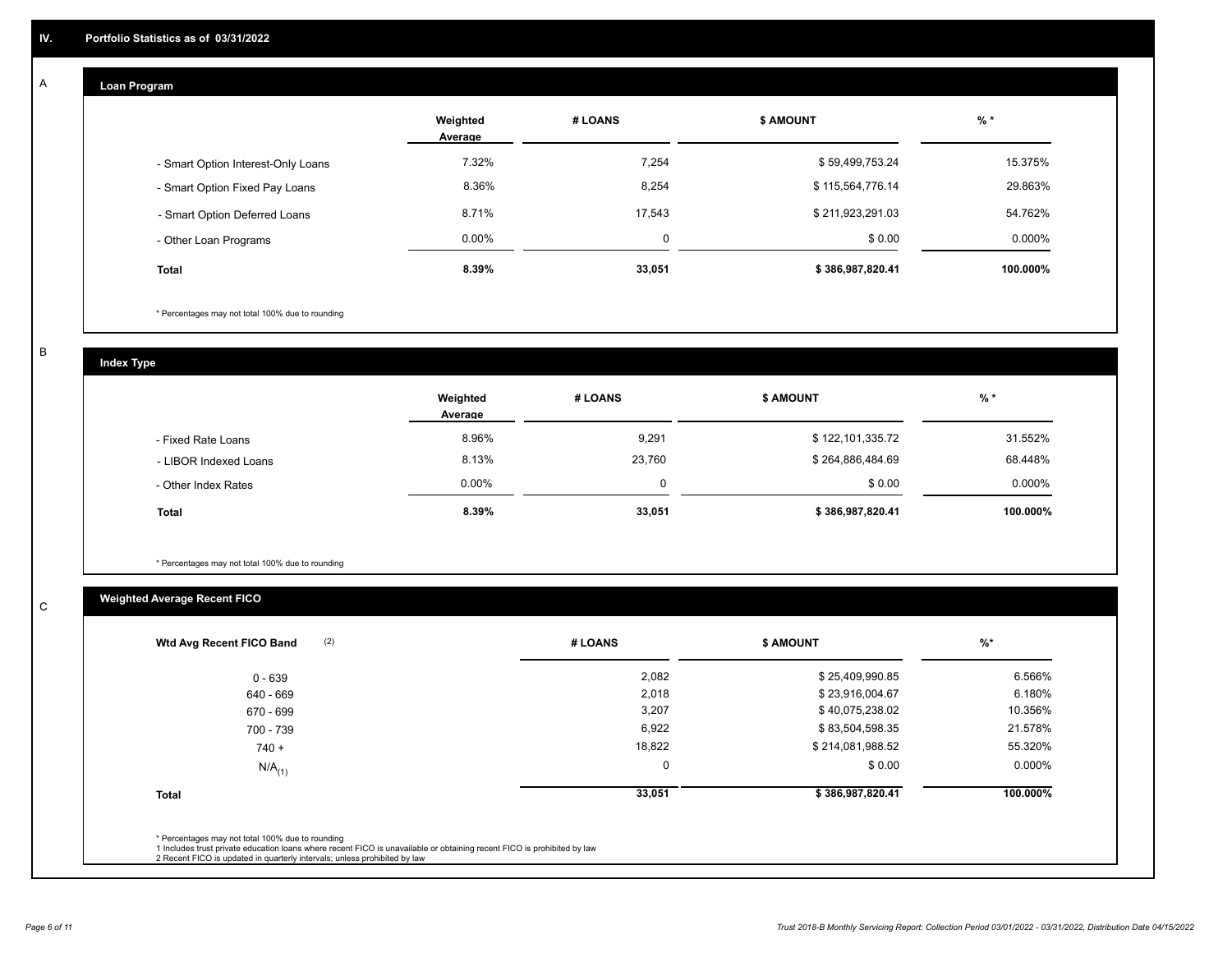## IV. Portfolio Statistics as of 03/31/2022

### A. Loan Program

| | Weighted Average | # LOANS | $ AMOUNT | % * |
|---|---|---|---|---|
| - Smart Option Interest-Only Loans | 7.32% | 7,254 | $ 59,499,753.24 | 15.375% |
| - Smart Option Fixed Pay Loans | 8.36% | 8,254 | $ 115,564,776.14 | 29.863% |
| - Smart Option Deferred Loans | 8.71% | 17,543 | $ 211,923,291.03 | 54.762% |
| - Other Loan Programs | 0.00% | 0 | $ 0.00 | 0.000% |
| **Total** | **8.39%** | **33,051** | **$ 386,987,820.41** | **100.000%** |

* Percentages may not total 100% due to rounding

### B. Index Type

| | Weighted Average | # LOANS | $ AMOUNT | % * |
|---|---|---|---|---|
| - Fixed Rate Loans | 8.96% | 9,291 | $ 122,101,335.72 | 31.552% |
| - LIBOR Indexed Loans | 8.13% | 23,760 | $ 264,886,484.69 | 68.448% |
| - Other Index Rates | 0.00% | 0 | $ 0.00 | 0.000% |
| **Total** | **8.39%** | **33,051** | **$ 386,987,820.41** | **100.000%** |

* Percentages may not total 100% due to rounding

### C. Weighted Average Recent FICO

| Wtd Avg Recent FICO Band (2) | # LOANS | $ AMOUNT | %* |
|---|---|---|---|
| 0 - 639 | 2,082 | $ 25,409,990.85 | 6.566% |
| 640 - 669 | 2,018 | $ 23,916,004.67 | 6.180% |
| 670 - 699 | 3,207 | $ 40,075,238.02 | 10.356% |
| 700 - 739 | 6,922 | $ 83,504,598.35 | 21.578% |
| 740 + | 18,822 | $ 214,081,988.52 | 55.320% |
| N/A(1) | 0 | $ 0.00 | 0.000% |
| **Total** | **33,051** | **$ 386,987,820.41** | **100.000%** |

* Percentages may not total 100% due to rounding
1 Includes trust private education loans where recent FICO is unavailable or obtaining recent FICO is prohibited by law
2 Recent FICO is updated in quarterly intervals; unless prohibited by law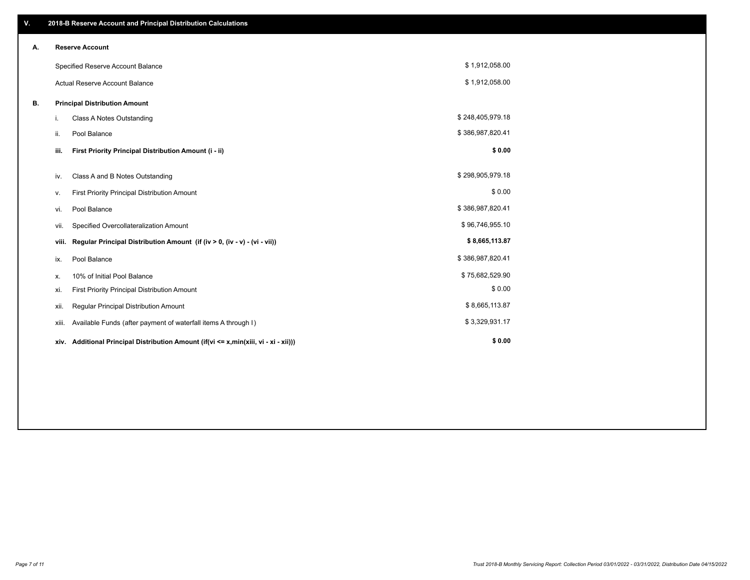## V. 2018-B Reserve Account and Principal Distribution Calculations

### A. Reserve Account

| | |
|---|---|
| Specified Reserve Account Balance | $ 1,912,058.00 |
| Actual Reserve Account Balance | $ 1,912,058.00 |

### B. Principal Distribution Amount

| | | |
|---|---|---|
| i. | Class A Notes Outstanding | $ 248,405,979.18 |
| ii. | Pool Balance | $ 386,987,820.41 |
| **iii.** | **First Priority Principal Distribution Amount (i - ii)** | **$ 0.00** |
| iv. | Class A and B Notes Outstanding | $ 298,905,979.18 |
| v. | First Priority Principal Distribution Amount | $ 0.00 |
| vi. | Pool Balance | $ 386,987,820.41 |
| vii. | Specified Overcollateralization Amount | $ 96,746,955.10 |
| **viii.** | **Regular Principal Distribution Amount (if (iv > 0, (iv - v) - (vi - vii))** | **$ 8,665,113.87** |
| ix. | Pool Balance | $ 386,987,820.41 |
| x. | 10% of Initial Pool Balance | $ 75,682,529.90 |
| xi. | First Priority Principal Distribution Amount | $ 0.00 |
| xii. | Regular Principal Distribution Amount | $ 8,665,113.87 |
| xiii. | Available Funds (after payment of waterfall items A through I) | $ 3,329,931.17 |
| **xiv.** | **Additional Principal Distribution Amount (if(vi <= x,min(xiii, vi - xi - xii)))** | **$ 0.00** |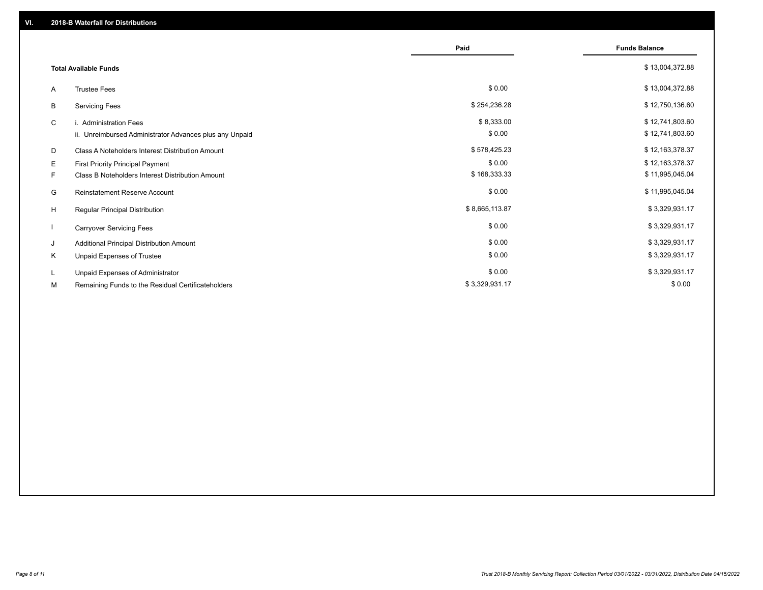## VI. 2018-B Waterfall for Distributions

| | | Paid | Funds Balance |
|---|---|---|---|
| | **Total Available Funds** | | $ 13,004,372.88 |
| A | Trustee Fees | $ 0.00 | $ 13,004,372.88 |
| B | Servicing Fees | $ 254,236.28 | $ 12,750,136.60 |
| C | i. Administration Fees | $ 8,333.00 | $ 12,741,803.60 |
| | ii. Unreimbursed Administrator Advances plus any Unpaid | $ 0.00 | $ 12,741,803.60 |
| D | Class A Noteholders Interest Distribution Amount | $ 578,425.23 | $ 12,163,378.37 |
| E | First Priority Principal Payment | $ 0.00 | $ 12,163,378.37 |
| F | Class B Noteholders Interest Distribution Amount | $ 168,333.33 | $ 11,995,045.04 |
| G | Reinstatement Reserve Account | $ 0.00 | $ 11,995,045.04 |
| H | Regular Principal Distribution | $ 8,665,113.87 | $ 3,329,931.17 |
| I | Carryover Servicing Fees | $ 0.00 | $ 3,329,931.17 |
| J | Additional Principal Distribution Amount | $ 0.00 | $ 3,329,931.17 |
| K | Unpaid Expenses of Trustee | $ 0.00 | $ 3,329,931.17 |
| L | Unpaid Expenses of Administrator | $ 0.00 | $ 3,329,931.17 |
| M | Remaining Funds to the Residual Certificateholders | $ 3,329,931.17 | $ 0.00 |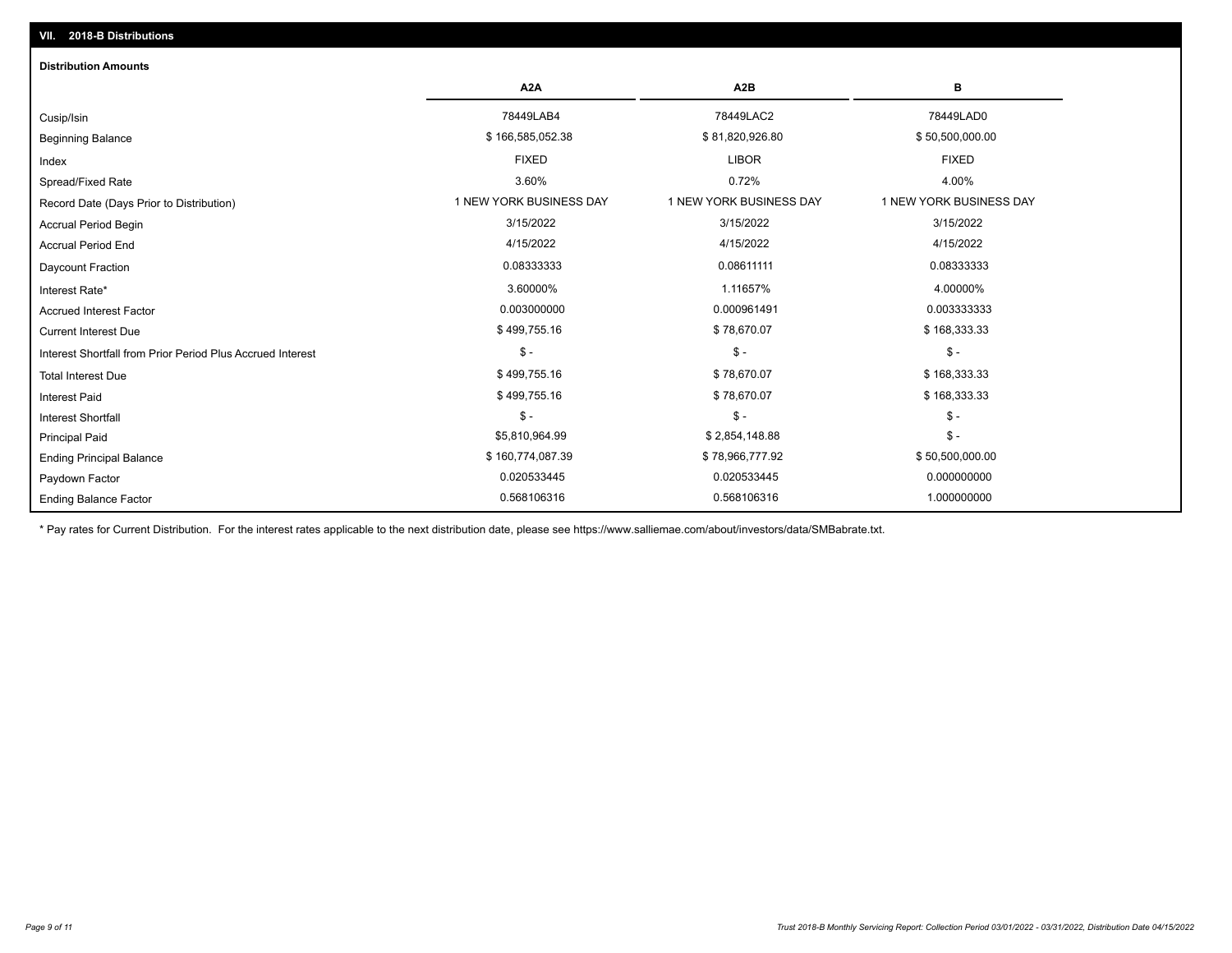## VII. 2018-B Distributions

### Distribution Amounts

| | A2A | A2B | B |
|---|---|---|---|
| Cusip/Isin | 78449LAB4 | 78449LAC2 | 78449LAD0 |
| Beginning Balance | $ 166,585,052.38 | $ 81,820,926.80 | $ 50,500,000.00 |
| Index | FIXED | LIBOR | FIXED |
| Spread/Fixed Rate | 3.60% | 0.72% | 4.00% |
| Record Date (Days Prior to Distribution) | 1 NEW YORK BUSINESS DAY | 1 NEW YORK BUSINESS DAY | 1 NEW YORK BUSINESS DAY |
| Accrual Period Begin | 3/15/2022 | 3/15/2022 | 3/15/2022 |
| Accrual Period End | 4/15/2022 | 4/15/2022 | 4/15/2022 |
| Daycount Fraction | 0.08333333 | 0.08611111 | 0.08333333 |
| Interest Rate* | 3.60000% | 1.11657% | 4.00000% |
| Accrued Interest Factor | 0.003000000 | 0.000961491 | 0.003333333 |
| Current Interest Due | $ 499,755.16 | $ 78,670.07 | $ 168,333.33 |
| Interest Shortfall from Prior Period Plus Accrued Interest | $ - | $ - | $ - |
| Total Interest Due | $ 499,755.16 | $ 78,670.07 | $ 168,333.33 |
| Interest Paid | $ 499,755.16 | $ 78,670.07 | $ 168,333.33 |
| Interest Shortfall | $ - | $ - | $ - |
| Principal Paid | $5,810,964.99 | $ 2,854,148.88 | $ - |
| Ending Principal Balance | $ 160,774,087.39 | $ 78,966,777.92 | $ 50,500,000.00 |
| Paydown Factor | 0.020533445 | 0.020533445 | 0.000000000 |
| Ending Balance Factor | 0.568106316 | 0.568106316 | 1.000000000 |

* Pay rates for Current Distribution. For the interest rates applicable to the next distribution date, please see https://www.salliemae.com/about/investors/data/SMBabrate.txt.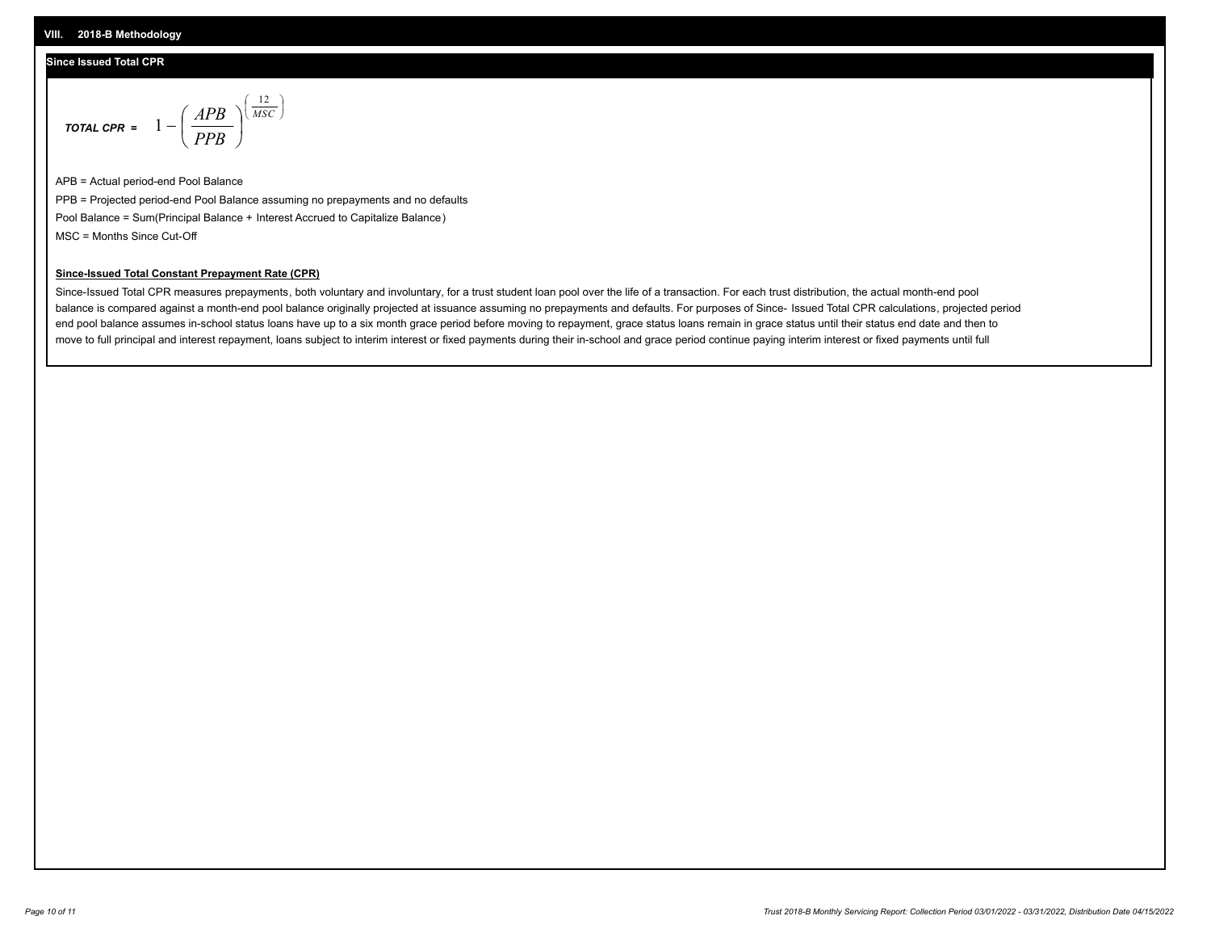## VIII. 2018-B Methodology

### Since Issued Total CPR

$$\textit{TOTAL CPR} = 1 - \left( \frac{APB}{PPB} \right)^{\left( \frac{12}{MSC} \right)}$$

APB = Actual period-end Pool Balance

PPB = Projected period-end Pool Balance assuming no prepayments and no defaults

Pool Balance = Sum(Principal Balance + Interest Accrued to Capitalize Balance)

MSC = Months Since Cut-Off

**Since-Issued Total Constant Prepayment Rate (CPR)**

Since-Issued Total CPR measures prepayments, both voluntary and involuntary, for a trust student loan pool over the life of a transaction. For each trust distribution, the actual month-end pool balance is compared against a month-end pool balance originally projected at issuance assuming no prepayments and defaults. For purposes of Since- Issued Total CPR calculations, projected period end pool balance assumes in-school status loans have up to a six month grace period before moving to repayment, grace status loans remain in grace status until their status end date and then to move to full principal and interest repayment, loans subject to interim interest or fixed payments during their in-school and grace period continue paying interim interest or fixed payments until full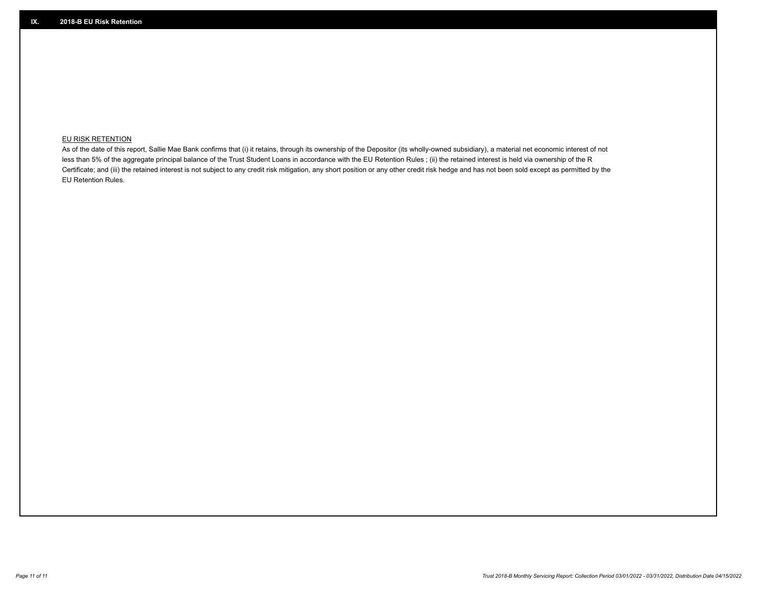## IX. 2018-B EU Risk Retention

EU RISK RETENTION

As of the date of this report, Sallie Mae Bank confirms that (i) it retains, through its ownership of the Depositor (its wholly-owned subsidiary), a material net economic interest of not less than 5% of the aggregate principal balance of the Trust Student Loans in accordance with the EU Retention Rules ; (ii) the retained interest is held via ownership of the R Certificate; and (iii) the retained interest is not subject to any credit risk mitigation, any short position or any other credit risk hedge and has not been sold except as permitted by the EU Retention Rules.